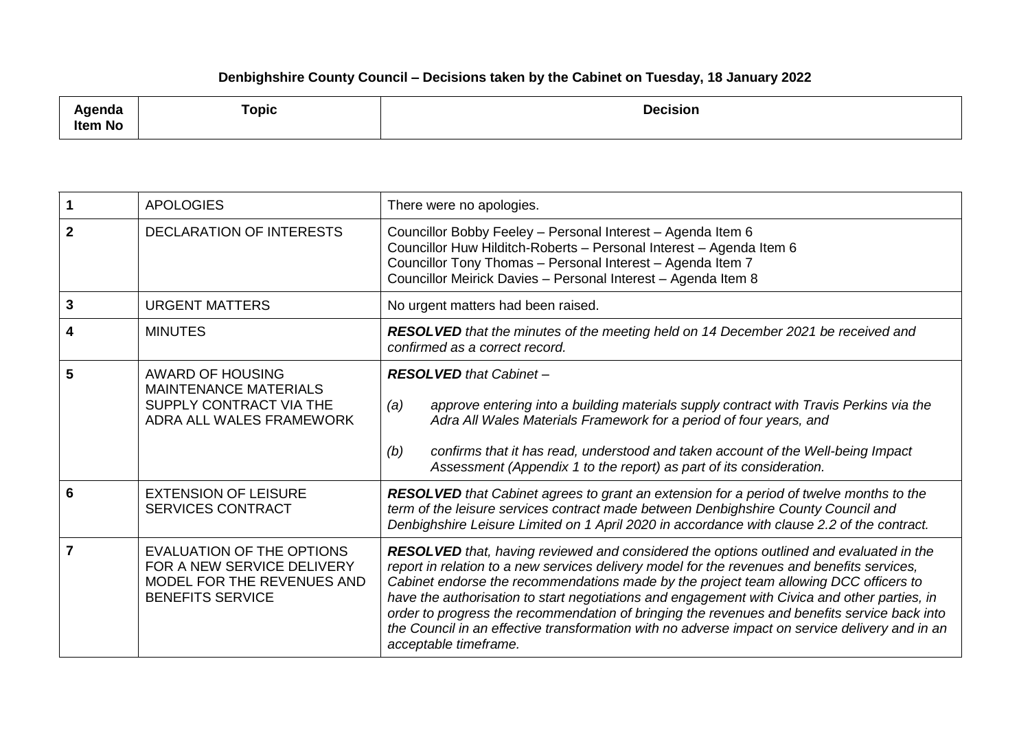# Denbighshire County Council – Decisions taken by the Cabinet on Tuesday, 18 January 2022

| Agenda Item No | Topic | Decision |
|---|---|---|
| 1 | APOLOGIES | There were no apologies. |
| 2 | DECLARATION OF INTERESTS | Councillor Bobby Feeley – Personal Interest – Agenda Item 6<br>Councillor Huw Hilditch-Roberts – Personal Interest – Agenda Item 6<br>Councillor Tony Thomas – Personal Interest – Agenda Item 7<br>Councillor Meirick Davies – Personal Interest – Agenda Item 8 |
| 3 | URGENT MATTERS | No urgent matters had been raised. |
| 4 | MINUTES | ***RESOLVED*** *that the minutes of the meeting held on 14 December 2021 be received and confirmed as a correct record.* |
| 5 | AWARD OF HOUSING MAINTENANCE MATERIALS SUPPLY CONTRACT VIA THE ADRA ALL WALES FRAMEWORK | ***RESOLVED*** *that Cabinet –*<br><br>*(a) approve entering into a building materials supply contract with Travis Perkins via the Adra All Wales Materials Framework for a period of four years, and*<br><br>*(b) confirms that it has read, understood and taken account of the Well-being Impact Assessment (Appendix 1 to the report) as part of its consideration.* |
| 6 | EXTENSION OF LEISURE SERVICES CONTRACT | ***RESOLVED*** *that Cabinet agrees to grant an extension for a period of twelve months to the term of the leisure services contract made between Denbighshire County Council and Denbighshire Leisure Limited on 1 April 2020 in accordance with clause 2.2 of the contract.* |
| 7 | EVALUATION OF THE OPTIONS FOR A NEW SERVICE DELIVERY MODEL FOR THE REVENUES AND BENEFITS SERVICE | ***RESOLVED*** *that, having reviewed and considered the options outlined and evaluated in the report in relation to a new services delivery model for the revenues and benefits services, Cabinet endorse the recommendations made by the project team allowing DCC officers to have the authorisation to start negotiations and engagement with Civica and other parties, in order to progress the recommendation of bringing the revenues and benefits service back into the Council in an effective transformation with no adverse impact on service delivery and in an acceptable timeframe.* |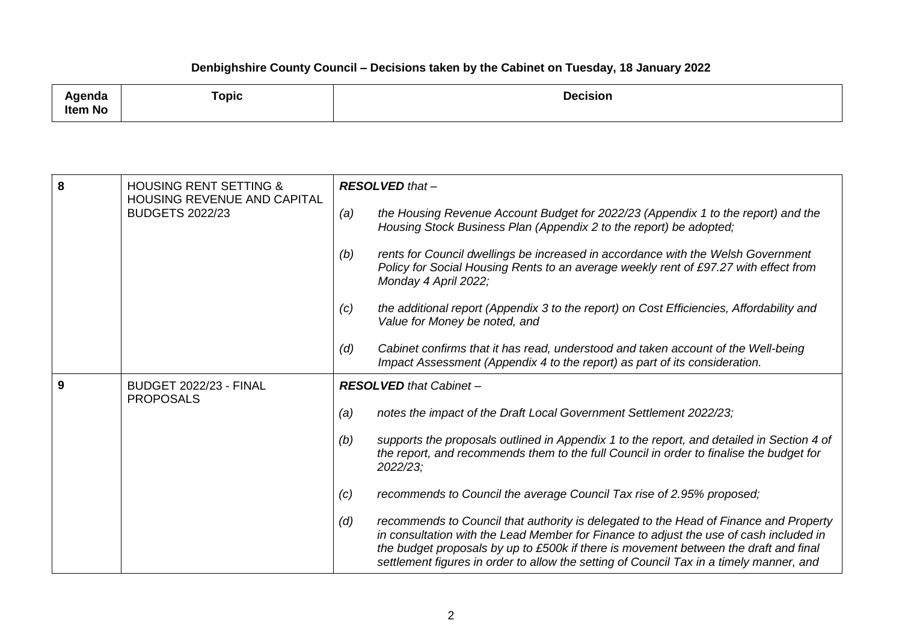**Denbighshire County Council – Decisions taken by the Cabinet on Tuesday, 18 January 2022**

| Agenda Item No | Topic | Decision |
|---|---|---|
| 8 | HOUSING RENT SETTING & HOUSING REVENUE AND CAPITAL BUDGETS 2022/23 | ***RESOLVED** that –*<br><br>*(a) the Housing Revenue Account Budget for 2022/23 (Appendix 1 to the report) and the Housing Stock Business Plan (Appendix 2 to the report) be adopted;*<br><br>*(b) rents for Council dwellings be increased in accordance with the Welsh Government Policy for Social Housing Rents to an average weekly rent of £97.27 with effect from Monday 4 April 2022;*<br><br>*(c) the additional report (Appendix 3 to the report) on Cost Efficiencies, Affordability and Value for Money be noted, and*<br><br>*(d) Cabinet confirms that it has read, understood and taken account of the Well-being Impact Assessment (Appendix 4 to the report) as part of its consideration.* |
| 9 | BUDGET 2022/23 - FINAL PROPOSALS | ***RESOLVED** that Cabinet –*<br><br>*(a) notes the impact of the Draft Local Government Settlement 2022/23;*<br><br>*(b) supports the proposals outlined in Appendix 1 to the report, and detailed in Section 4 of the report, and recommends them to the full Council in order to finalise the budget for 2022/23;*<br><br>*(c) recommends to Council the average Council Tax rise of 2.95% proposed;*<br><br>*(d) recommends to Council that authority is delegated to the Head of Finance and Property in consultation with the Lead Member for Finance to adjust the use of cash included in the budget proposals by up to £500k if there is movement between the draft and final settlement figures in order to allow the setting of Council Tax in a timely manner, and* |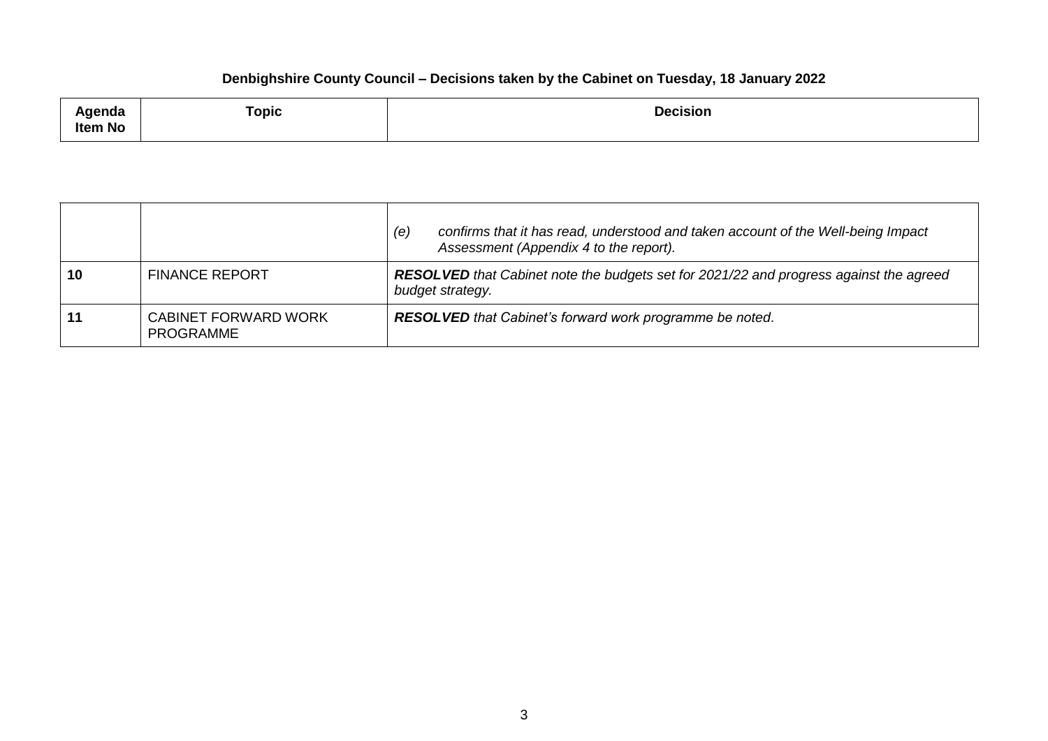**Denbighshire County Council – Decisions taken by the Cabinet on Tuesday, 18 January 2022**

| Agenda Item No | Topic | Decision |
|---|---|---|
| | | *(e) confirms that it has read, understood and taken account of the Well-being Impact Assessment (Appendix 4 to the report).* |
| 10 | FINANCE REPORT | ***RESOLVED*** *that Cabinet note the budgets set for 2021/22 and progress against the agreed budget strategy.* |
| 11 | CABINET FORWARD WORK PROGRAMME | ***RESOLVED*** *that Cabinet's forward work programme be noted*. |